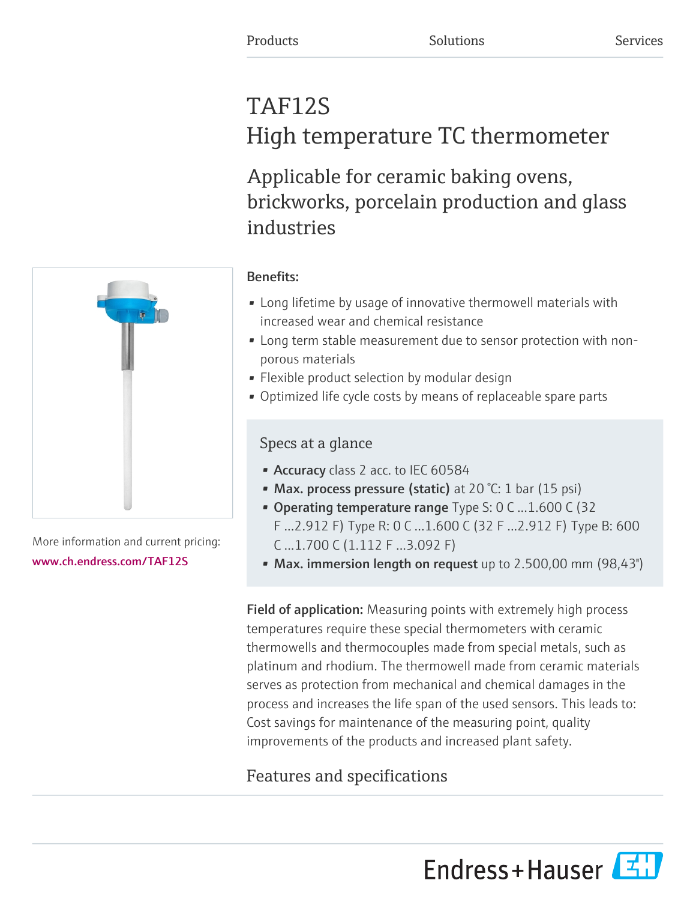Products Solutions Services

# TAF12S
## High temperature TC thermometer

### Applicable for ceramic baking ovens, brickworks, porcelain production and glass industries

More information and current pricing:
www.ch.endress.com/TAF12S

**Benefits:**

- Long lifetime by usage of innovative thermowell materials with increased wear and chemical resistance
- Long term stable measurement due to sensor protection with non-porous materials
- Flexible product selection by modular design
- Optimized life cycle costs by means of replaceable spare parts

### Specs at a glance

- **Accuracy** class 2 acc. to IEC 60584
- **Max. process pressure (static)** at 20 °C: 1 bar (15 psi)
- **Operating temperature range** Type S: 0 C ...1.600 C (32 F ...2.912 F) Type R: 0 C ...1.600 C (32 F ...2.912 F) Type B: 600 C ...1.700 C (1.112 F ...3.092 F)
- **Max. immersion length on request** up to 2.500,00 mm (98,43")

**Field of application:** Measuring points with extremely high process temperatures require these special thermometers with ceramic thermowells and thermocouples made from special metals, such as platinum and rhodium. The thermowell made from ceramic materials serves as protection from mechanical and chemical damages in the process and increases the life span of the used sensors. This leads to: Cost savings for maintenance of the measuring point, quality improvements of the products and increased plant safety.

## Features and specifications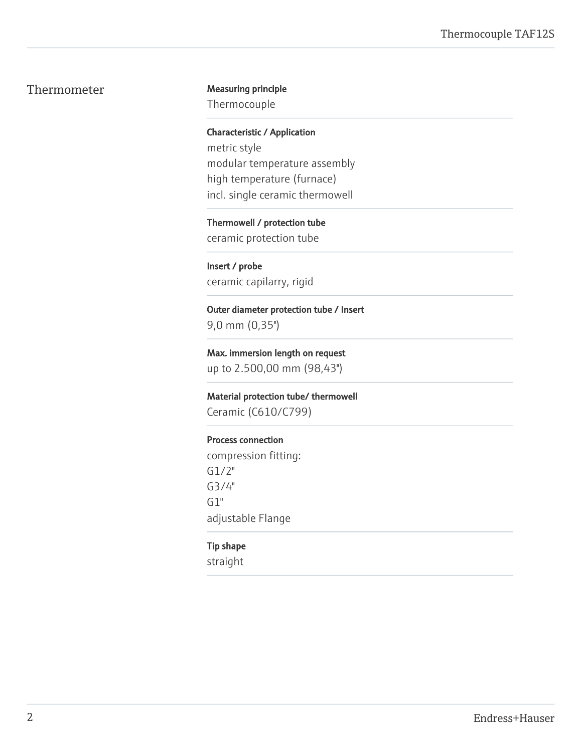## Thermometer

**Measuring principle**
Thermocouple

**Characteristic / Application**
metric style
modular temperature assembly
high temperature (furnace)
incl. single ceramic thermowell

**Thermowell / protection tube**
ceramic protection tube

**Insert / probe**
ceramic capilarry, rigid

**Outer diameter protection tube / Insert**
9,0 mm (0,35")

**Max. immersion length on request**
up to 2.500,00 mm (98,43")

**Material protection tube/ thermowell**
Ceramic (C610/C799)

**Process connection**
compression fitting:
G1/2"
G3/4"
G1"
adjustable Flange

**Tip shape**
straight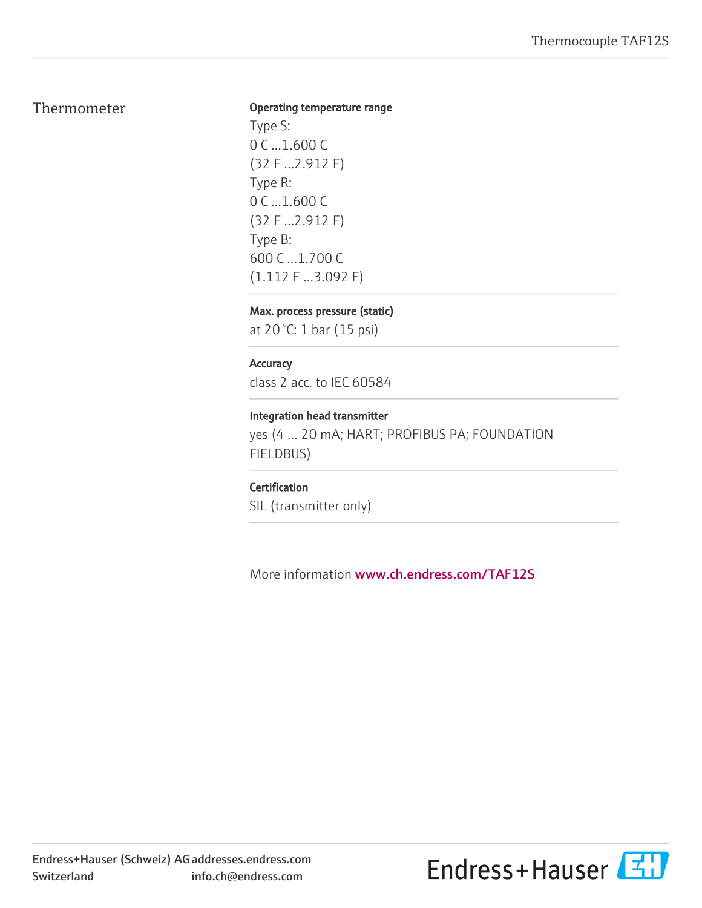## Thermometer

**Operating temperature range**

Type S:
0 C ...1.600 C
(32 F ...2.912 F)
Type R:
0 C ...1.600 C
(32 F ...2.912 F)
Type B:
600 C ...1.700 C
(1.112 F ...3.092 F)

**Max. process pressure (static)**

at 20 °C: 1 bar (15 psi)

**Accuracy**

class 2 acc. to IEC 60584

**Integration head transmitter**

yes (4 ... 20 mA; HART; PROFIBUS PA; FOUNDATION FIELDBUS)

**Certification**

SIL (transmitter only)

More information **www.ch.endress.com/TAF12S**

Endress+Hauser (Schweiz) AG
Switzerland

addresses.endress.com
info.ch@endress.com